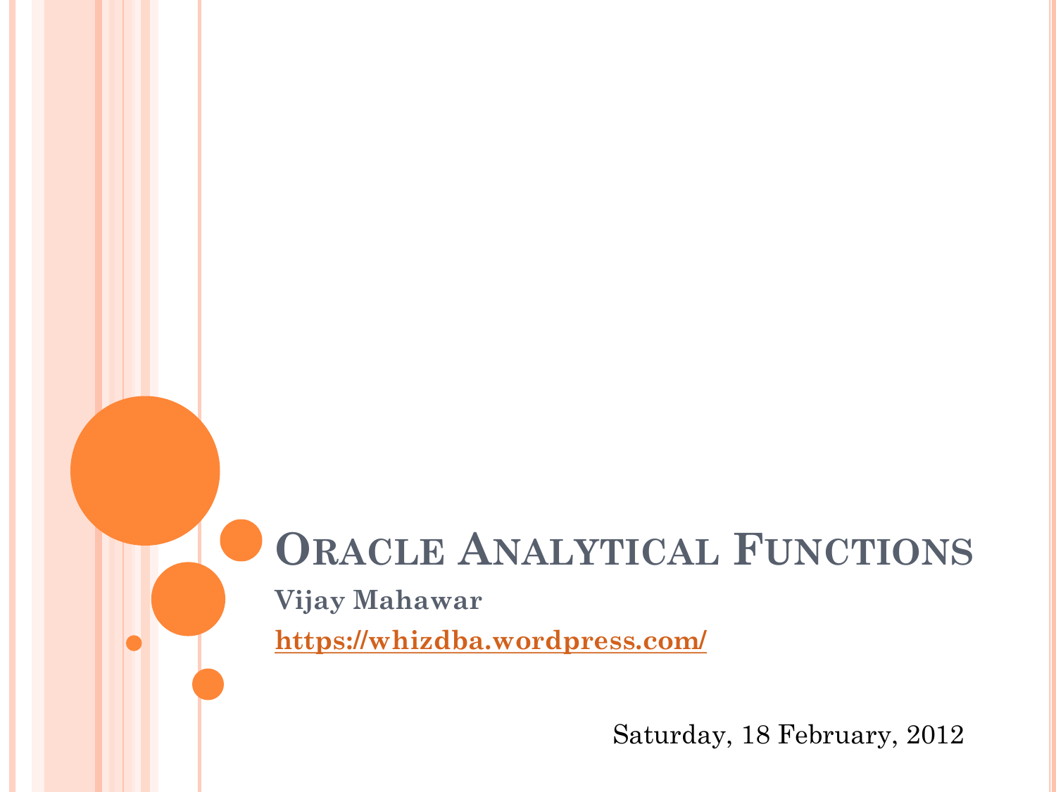# Oracle Analytical Functions

**Vijay Mahawar**

**https://whizdba.wordpress.com/**

Saturday, 18 February, 2012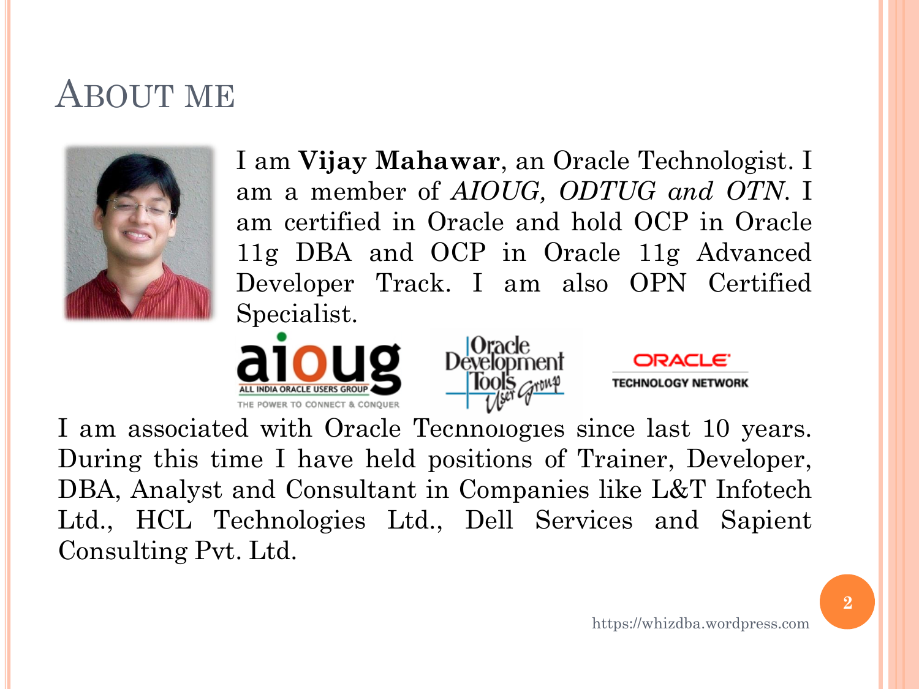# About me

I am **Vijay Mahawar**, an Oracle Technologist. I am a member of *AIOUG, ODTUG and OTN*. I am certified in Oracle and hold OCP in Oracle 11g DBA and OCP in Oracle 11g Advanced Developer Track. I am also OPN Certified Specialist.

I am associated with Oracle Technologies since last 10 years. During this time I have held positions of Trainer, Developer, DBA, Analyst and Consultant in Companies like L&T Infotech Ltd., HCL Technologies Ltd., Dell Services and Sapient Consulting Pvt. Ltd.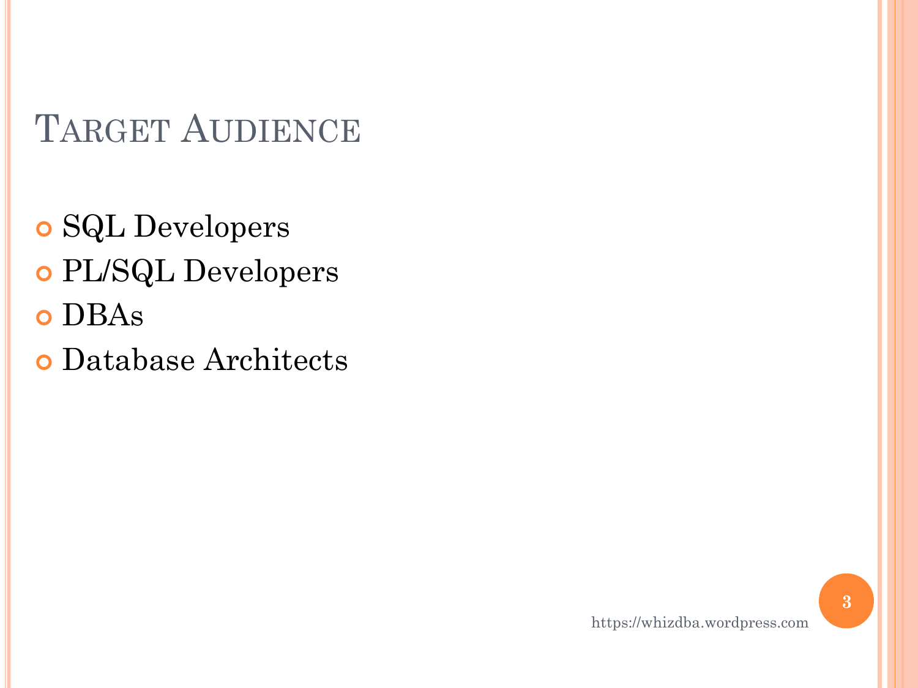# Target Audience

- SQL Developers
- PL/SQL Developers
- DBAs
- Database Architects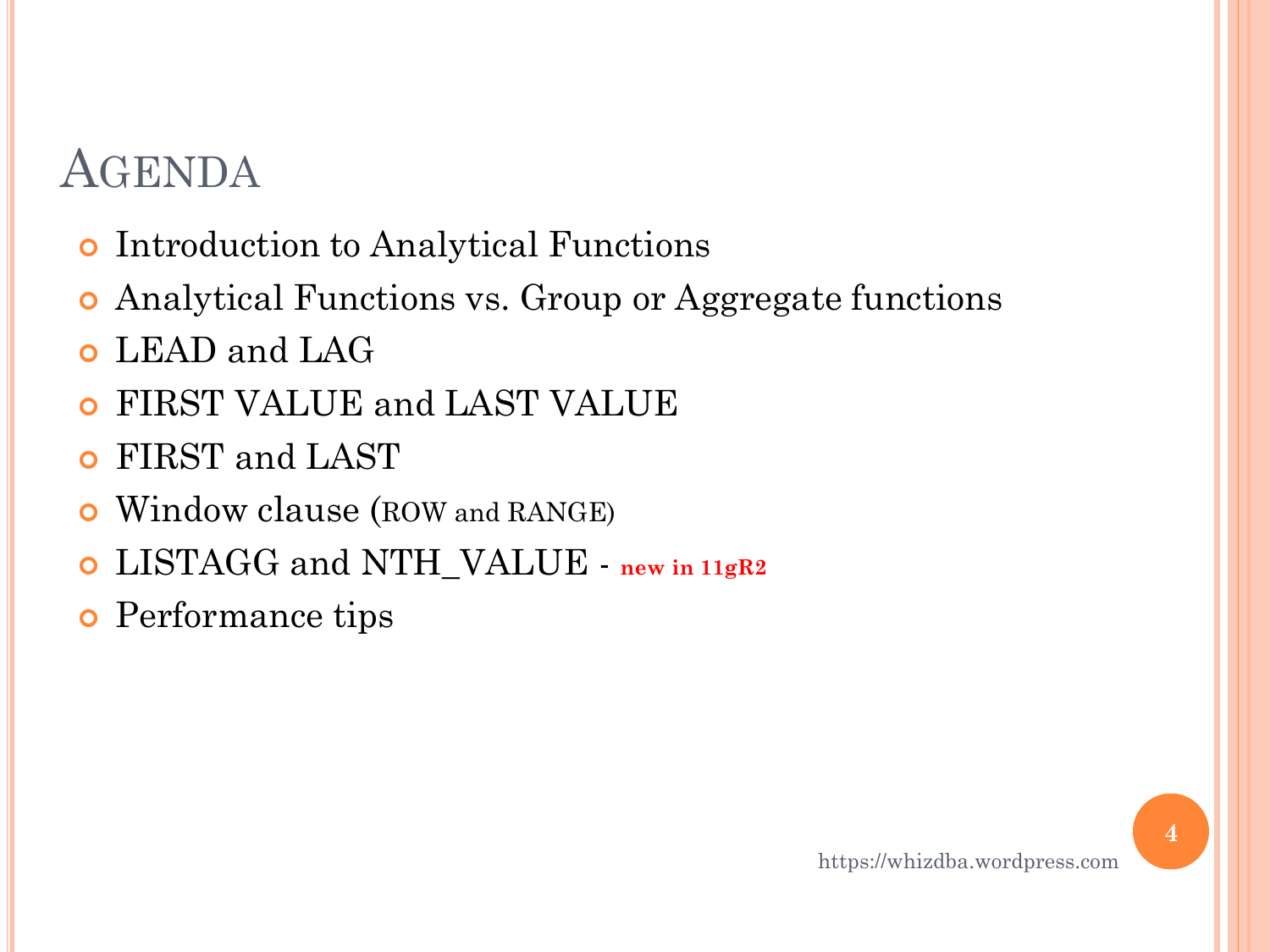# Agenda

- Introduction to Analytical Functions
- Analytical Functions vs. Group or Aggregate functions
- LEAD and LAG
- FIRST VALUE and LAST VALUE
- FIRST and LAST
- Window clause (ROW and RANGE)
- LISTAGG and NTH_VALUE - **new in 11gR2**
- Performance tips

https://whizdba.wordpress.com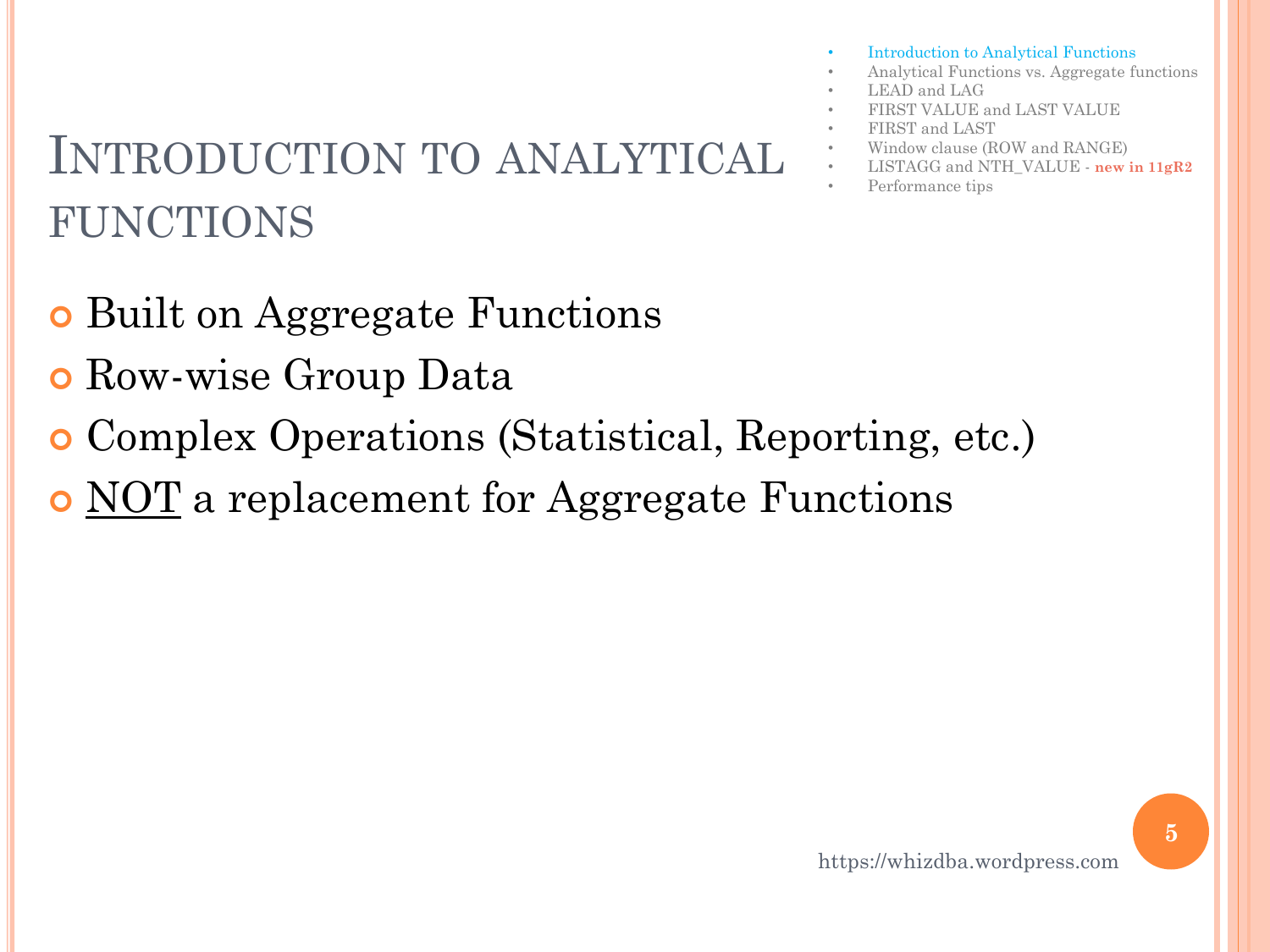# Introduction to analytical functions

- Introduction to Analytical Functions
- Analytical Functions vs. Aggregate functions
- LEAD and LAG
- FIRST VALUE and LAST VALUE
- FIRST and LAST
- Window clause (ROW and RANGE)
- LISTAGG and NTH_VALUE - **new in 11gR2**
- Performance tips

- Built on Aggregate Functions
- Row-wise Group Data
- Complex Operations (Statistical, Reporting, etc.)
- <u>NOT</u> a replacement for Aggregate Functions

https://whizdba.wordpress.com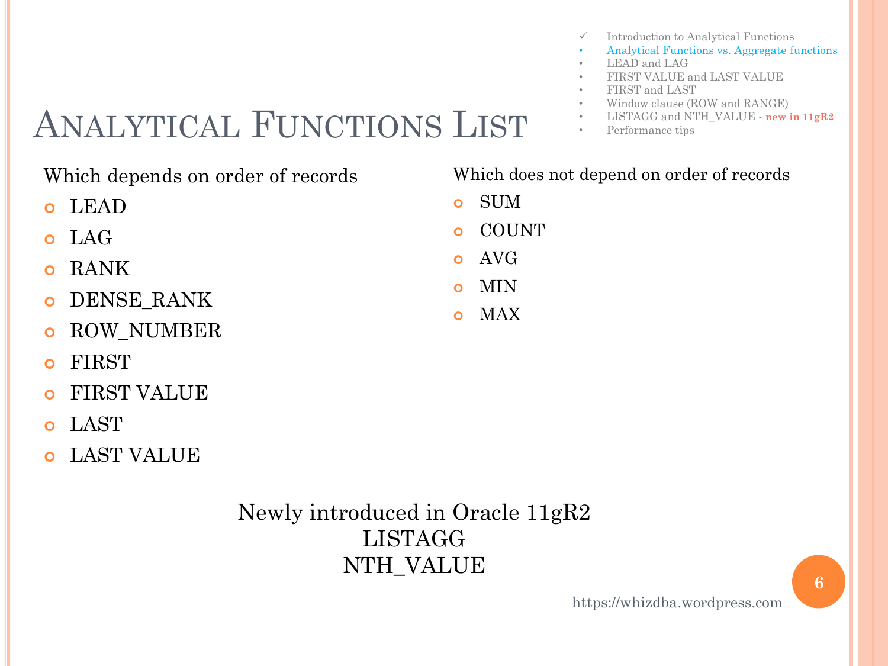- ✓ Introduction to Analytical Functions
- Analytical Functions vs. Aggregate functions
- LEAD and LAG
- FIRST VALUE and LAST VALUE
- FIRST and LAST
- Window clause (ROW and RANGE)
- LISTAGG and NTH_VALUE - **new in 11gR2**
- Performance tips

# Analytical Functions List

Which depends on order of records

- LEAD
- LAG
- RANK
- DENSE_RANK
- ROW_NUMBER
- FIRST
- FIRST VALUE
- LAST
- LAST VALUE

Which does not depend on order of records

- SUM
- COUNT
- AVG
- MIN
- MAX

Newly introduced in Oracle 11gR2
LISTAGG
NTH_VALUE

https://whizdba.wordpress.com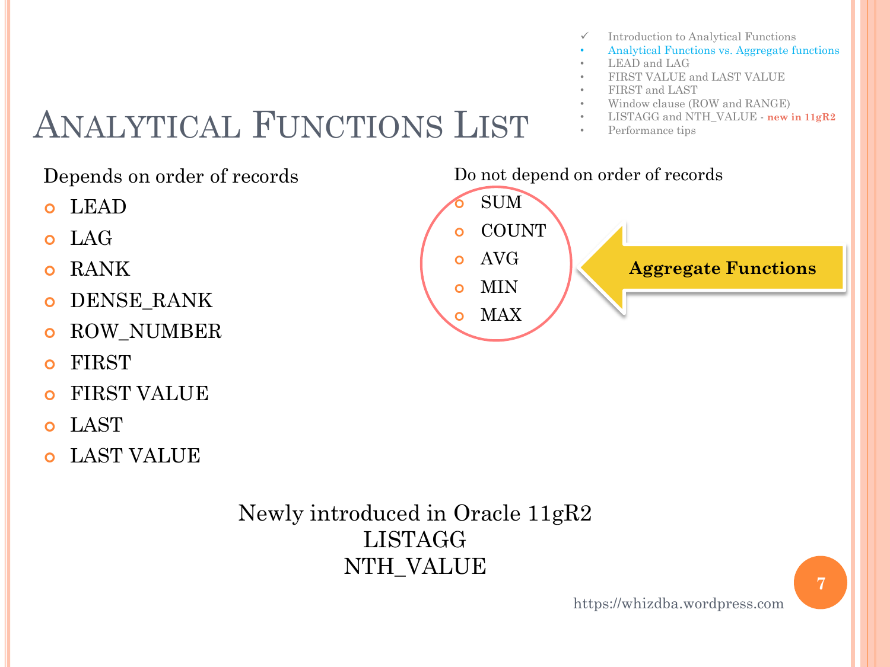- ✓ Introduction to Analytical Functions
- Analytical Functions vs. Aggregate functions
- LEAD and LAG
- FIRST VALUE and LAST VALUE
- FIRST and LAST
- Window clause (ROW and RANGE)
- LISTAGG and NTH_VALUE - **new in 11gR2**
- Performance tips

# Analytical Functions List

Depends on order of records

- LEAD
- LAG
- RANK
- DENSE_RANK
- ROW_NUMBER
- FIRST
- FIRST VALUE
- LAST
- LAST VALUE

Do not depend on order of records

- SUM
- COUNT
- AVG
- MIN
- MAX

**Aggregate Functions**

Newly introduced in Oracle 11gR2
LISTAGG
NTH_VALUE

https://whizdba.wordpress.com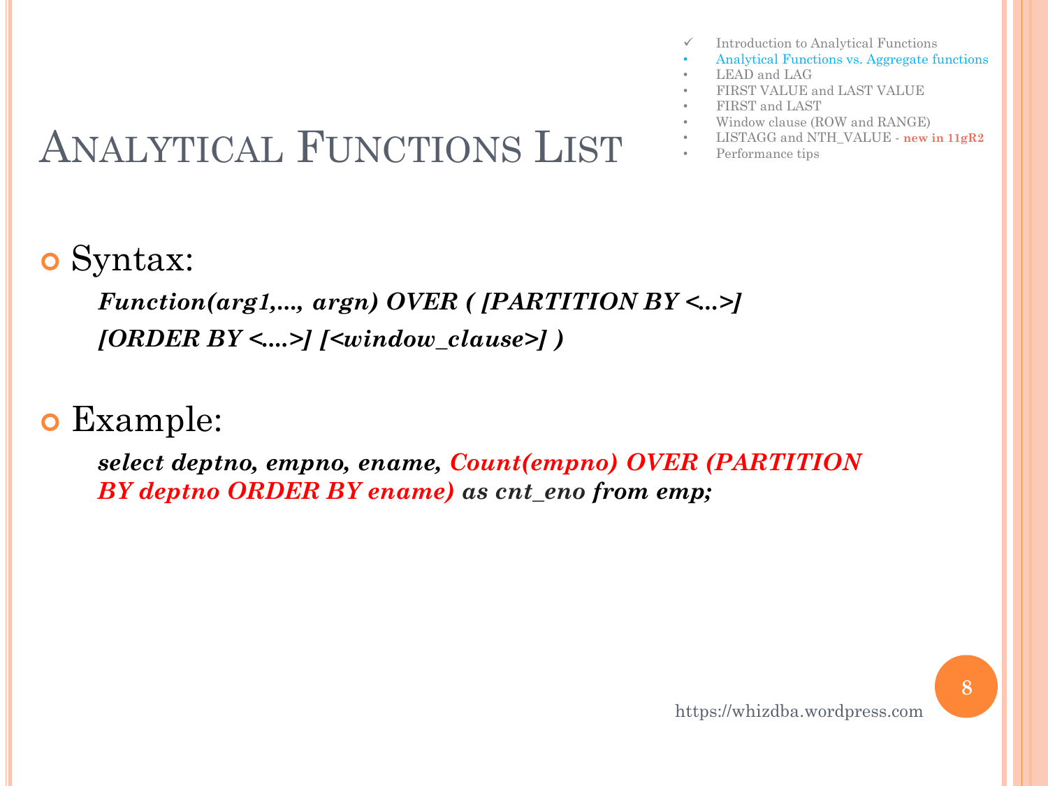- ✓ Introduction to Analytical Functions
- Analytical Functions vs. Aggregate functions
- LEAD and LAG
- FIRST VALUE and LAST VALUE
- FIRST and LAST
- Window clause (ROW and RANGE)
- LISTAGG and NTH_VALUE - **new in 11gR2**
- Performance tips

# Analytical Functions List

- Syntax:

  ***Function(arg1,..., argn) OVER ( [PARTITION BY <...>] [ORDER BY <....>] [<window_clause>] )***

- Example:

  ***select deptno, empno, ename, Count(empno) OVER (PARTITION BY deptno ORDER BY ename) as cnt_eno from emp;***

https://whizdba.wordpress.com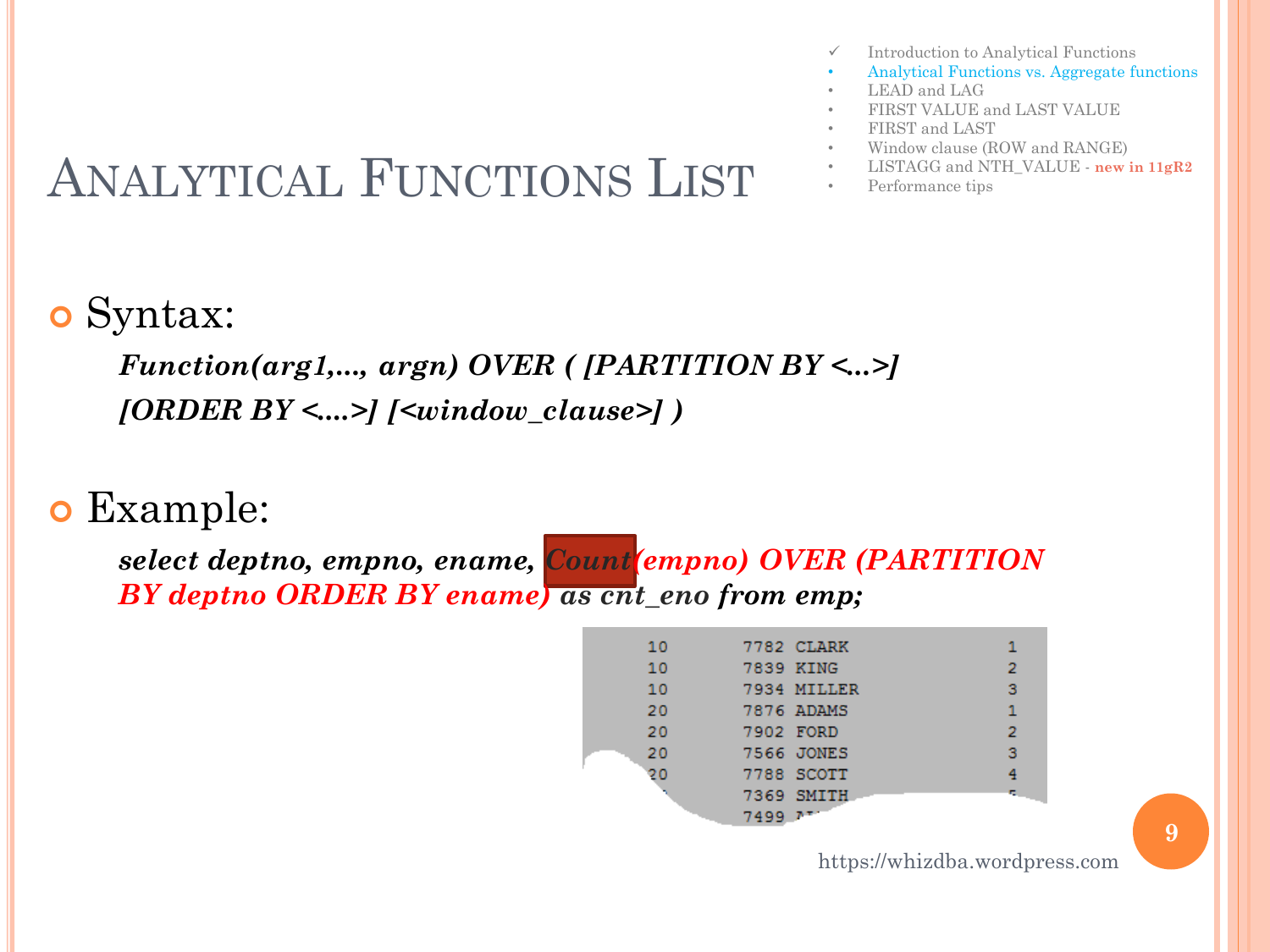# Analytical Functions List

- ✓ Introduction to Analytical Functions
- Analytical Functions vs. Aggregate functions
- LEAD and LAG
- FIRST VALUE and LAST VALUE
- FIRST and LAST
- Window clause (ROW and RANGE)
- LISTAGG and NTH_VALUE - **new in 11gR2**
- Performance tips

- Syntax:

  ***Function(arg1,..., argn) OVER ( [PARTITION BY <...>] [ORDER BY <....>] [<window_clause>] )***

- Example:

  ***select deptno, empno, ename, Count(empno) OVER (PARTITION BY deptno ORDER BY ename) as cnt_eno from emp;***

```
10    7782 CLARK     1
10    7839 KING      2
10    7934 MILLER    3
20    7876 ADAMS     1
20    7902 FORD      2
20    7566 JONES     3
20    7788 SCOTT     4
      7369 SMITH
      7499
```

https://whizdba.wordpress.com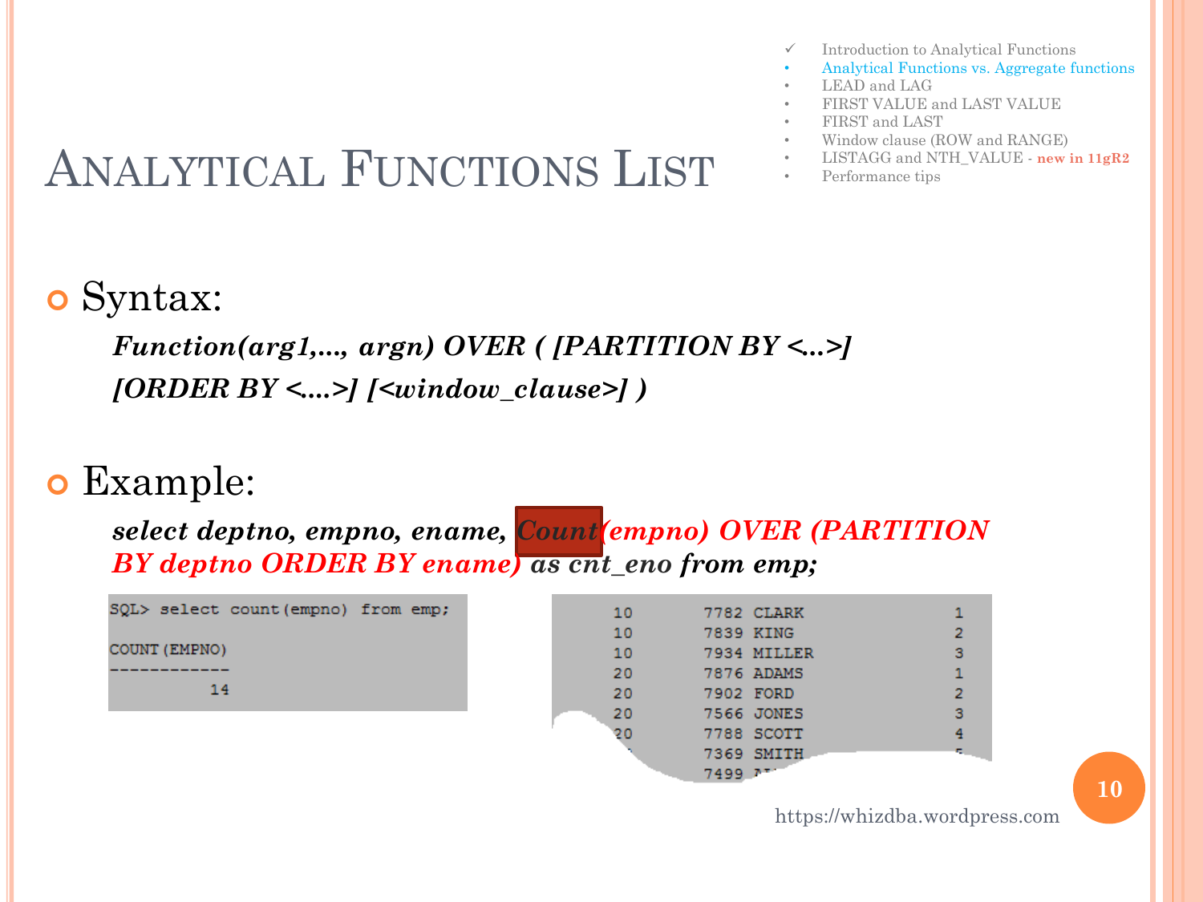- ✓ Introduction to Analytical Functions
- Analytical Functions vs. Aggregate functions
- LEAD and LAG
- FIRST VALUE and LAST VALUE
- FIRST and LAST
- Window clause (ROW and RANGE)
- LISTAGG and NTH_VALUE - **new in 11gR2**
- Performance tips

# Analytical Functions List

- Syntax:

  ***Function(arg1,..., argn) OVER ( [PARTITION BY <...>] [ORDER BY <....>] [<window_clause>] )***

- Example:

  ***select deptno, empno, ename, Count(empno) OVER (PARTITION BY deptno ORDER BY ename) as cnt_eno from emp;***

```
SQL> select count(empno) from emp;

COUNT(EMPNO)
------------
          14
```

```
     10       7782 CLARK            1
     10       7839 KING             2
     10       7934 MILLER           3
     20       7876 ADAMS            1
     20       7902 FORD             2
     20       7566 JONES            3
     20       7788 SCOTT            4
              7369 SMITH
              7499
```

https://whizdba.wordpress.com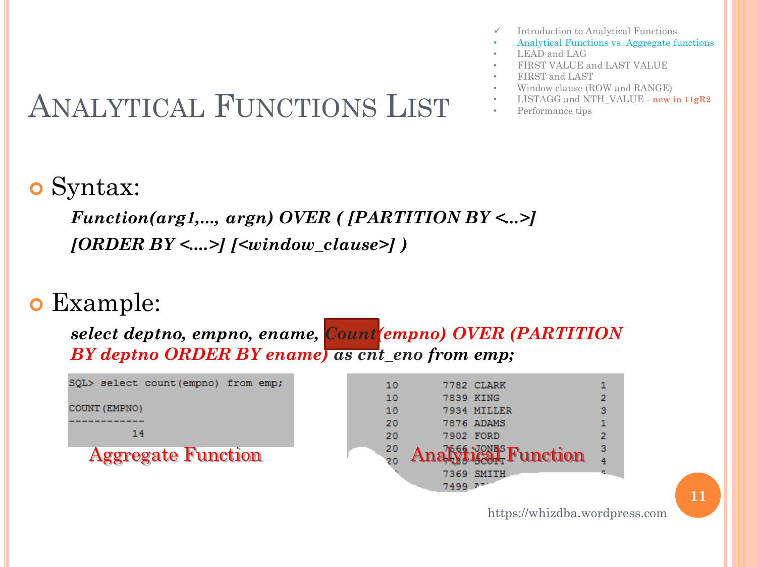- ✓ Introduction to Analytical Functions
- Analytical Functions vs. Aggregate functions
- LEAD and LAG
- FIRST VALUE and LAST VALUE
- FIRST and LAST
- Window clause (ROW and RANGE)
- LISTAGG and NTH_VALUE - **new in 11gR2**
- Performance tips

# Analytical Functions List

- Syntax:

  ***Function(arg1,..., argn) OVER ( [PARTITION BY <...>] [ORDER BY <....>] [<window_clause>] )***

- Example:

  ***select deptno, empno, ename, Count(empno) OVER (PARTITION BY deptno ORDER BY ename) as cnt_eno from emp;***

```
SQL> select count(empno) from emp;

COUNT(EMPNO)
------------
          14
```

Aggregate Function

```
        10       7782 CLARK              1
        10       7839 KING               2
        10       7934 MILLER             3
        20       7876 ADAMS              1
        20       7902 FORD               2
        20       7566 JONES              3
        20       7788 SCOTT              4
                 7369 SMITH              5
                 7499
```

Analytical Function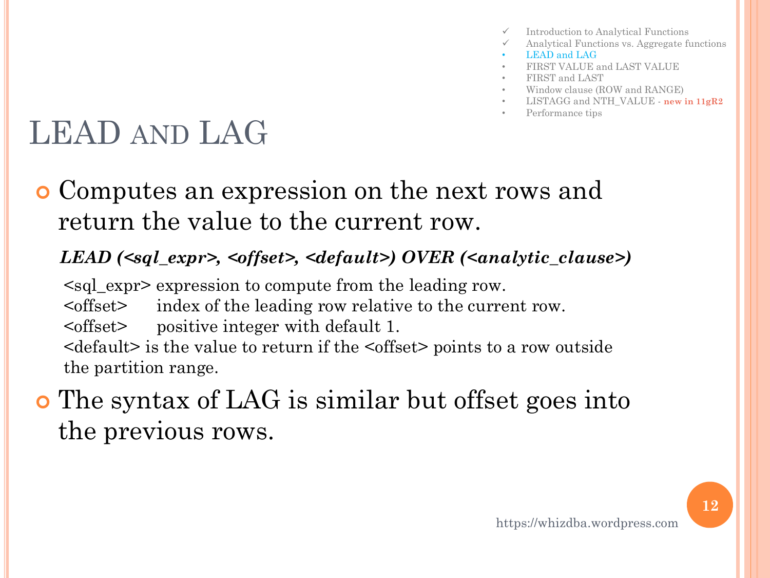- ✓ Introduction to Analytical Functions
- ✓ Analytical Functions vs. Aggregate functions
- LEAD and LAG
- FIRST VALUE and LAST VALUE
- FIRST and LAST
- Window clause (ROW and RANGE)
- LISTAGG and NTH_VALUE - **new in 11gR2**
- Performance tips

# LEAD AND LAG

- Computes an expression on the next rows and return the value to the current row.

  ***LEAD (<sql_expr>, <offset>, <default>) OVER (<analytic_clause>)***

  <sql_expr> expression to compute from the leading row.
  <offset> index of the leading row relative to the current row.
  <offset> positive integer with default 1.
  <default> is the value to return if the <offset> points to a row outside the partition range.

- The syntax of LAG is similar but offset goes into the previous rows.

https://whizdba.wordpress.com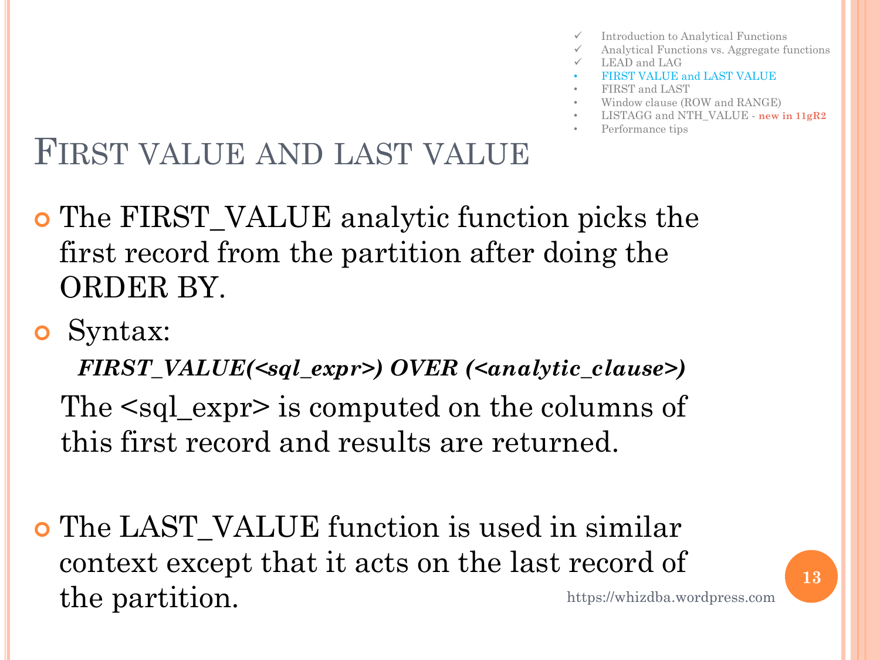- ✓ Introduction to Analytical Functions
- ✓ Analytical Functions vs. Aggregate functions
- ✓ LEAD and LAG
- FIRST VALUE and LAST VALUE
- FIRST and LAST
- Window clause (ROW and RANGE)
- LISTAGG and NTH_VALUE - **new in 11gR2**
- Performance tips

# FIRST VALUE AND LAST VALUE

- The FIRST_VALUE analytic function picks the first record from the partition after doing the ORDER BY.
- Syntax:

  ***FIRST_VALUE(<sql_expr>) OVER (<analytic_clause>)***

  The <sql_expr> is computed on the columns of this first record and results are returned.

- The LAST_VALUE function is used in similar context except that it acts on the last record of the partition.

https://whizdba.wordpress.com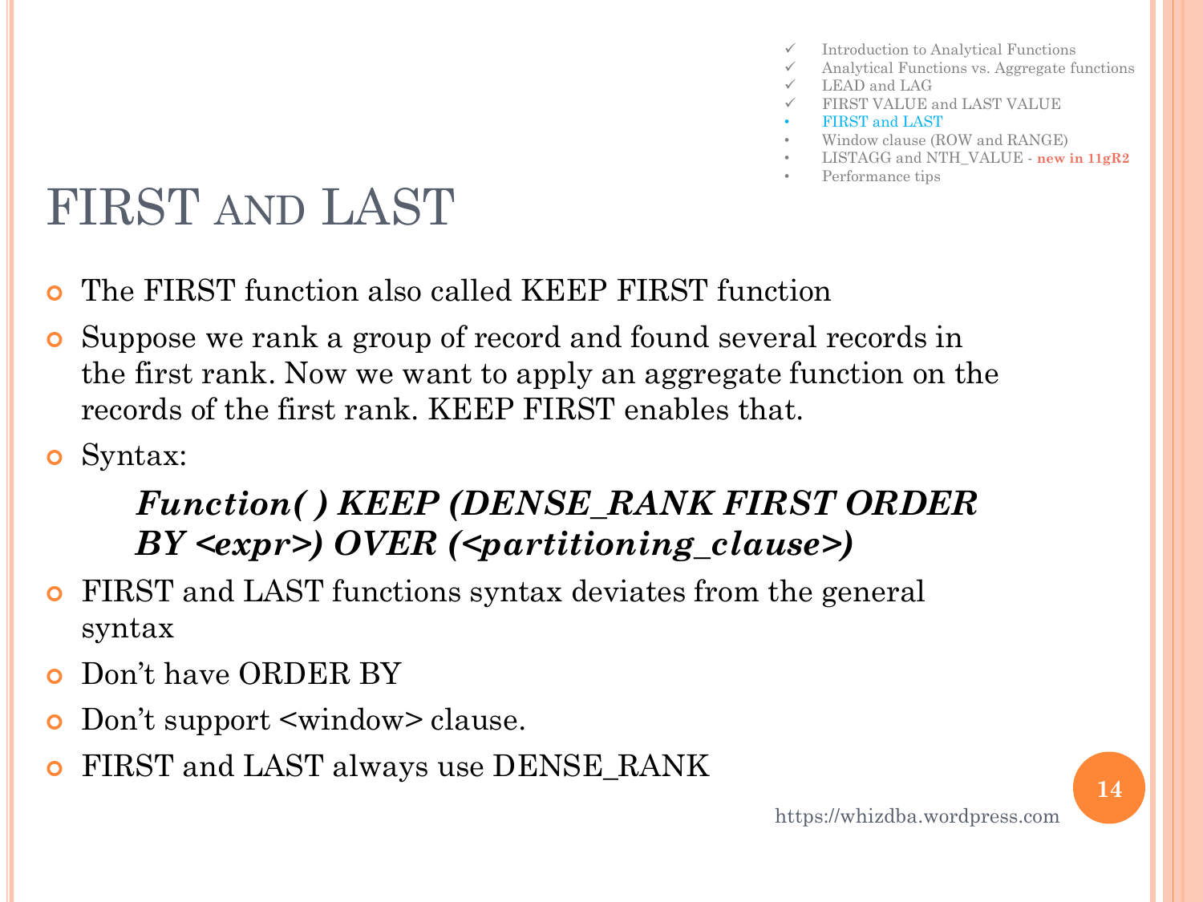- ✓ Introduction to Analytical Functions
- ✓ Analytical Functions vs. Aggregate functions
- ✓ LEAD and LAG
- ✓ FIRST VALUE and LAST VALUE
- FIRST and LAST
- Window clause (ROW and RANGE)
- LISTAGG and NTH_VALUE - **new in 11gR2**
- Performance tips

# FIRST AND LAST

- The FIRST function also called KEEP FIRST function
- Suppose we rank a group of record and found several records in the first rank. Now we want to apply an aggregate function on the records of the first rank. KEEP FIRST enables that.
- Syntax:

  ***Function( ) KEEP (DENSE_RANK FIRST ORDER BY <expr>) OVER (<partitioning_clause>)***

- FIRST and LAST functions syntax deviates from the general syntax
- Don't have ORDER BY
- Don't support <window> clause.
- FIRST and LAST always use DENSE_RANK

https://whizdba.wordpress.com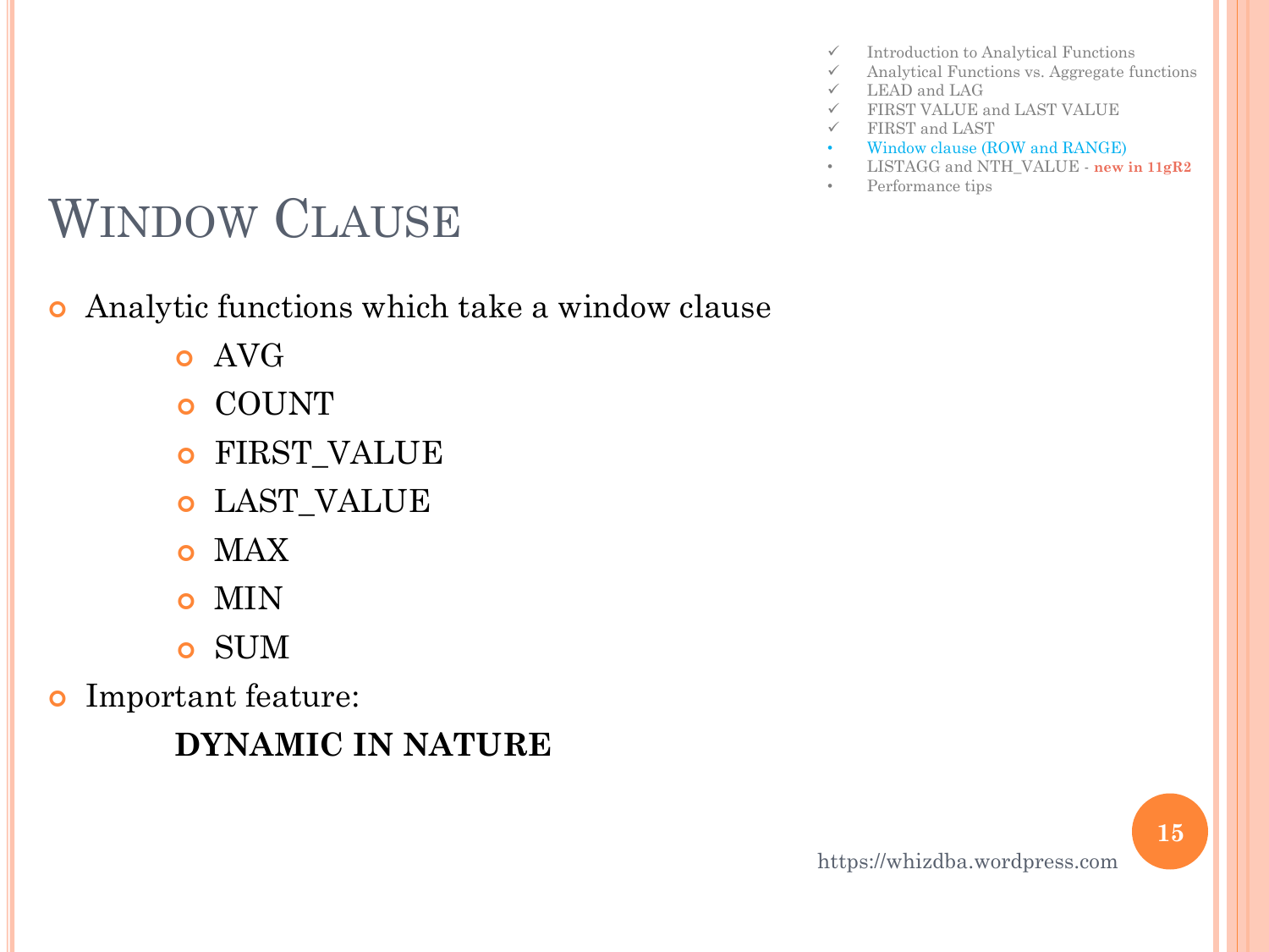- ✓ Introduction to Analytical Functions
- ✓ Analytical Functions vs. Aggregate functions
- ✓ LEAD and LAG
- ✓ FIRST VALUE and LAST VALUE
- ✓ FIRST and LAST
- Window clause (ROW and RANGE)
- LISTAGG and NTH_VALUE - **new in 11gR2**
- Performance tips

# Window Clause

- Analytic functions which take a window clause
  - AVG
  - COUNT
  - FIRST_VALUE
  - LAST_VALUE
  - MAX
  - MIN
  - SUM
- Important feature:

  **DYNAMIC IN NATURE**

https://whizdba.wordpress.com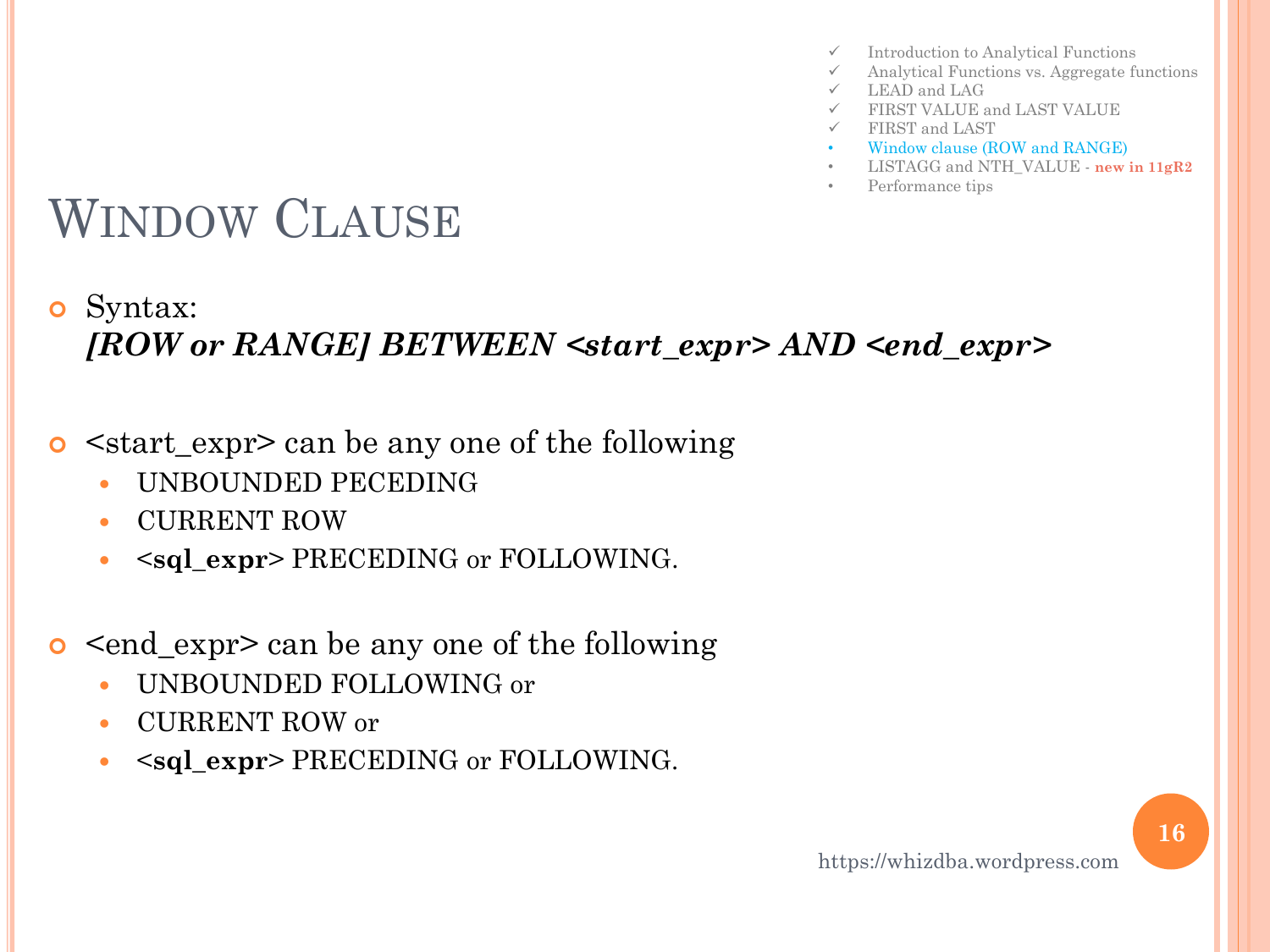- ✓ Introduction to Analytical Functions
- ✓ Analytical Functions vs. Aggregate functions
- ✓ LEAD and LAG
- ✓ FIRST VALUE and LAST VALUE
- ✓ FIRST and LAST
- Window clause (ROW and RANGE)
- LISTAGG and NTH_VALUE - **new in 11gR2**
- Performance tips

# WINDOW CLAUSE

- Syntax:
  ***[ROW or RANGE] BETWEEN <start_expr> AND <end_expr>***

- <start_expr> can be any one of the following
  - UNBOUNDED PECEDING
  - CURRENT ROW
  - <**sql_expr**> PRECEDING or FOLLOWING.

- <end_expr> can be any one of the following
  - UNBOUNDED FOLLOWING or
  - CURRENT ROW or
  - <**sql_expr**> PRECEDING or FOLLOWING.

https://whizdba.wordpress.com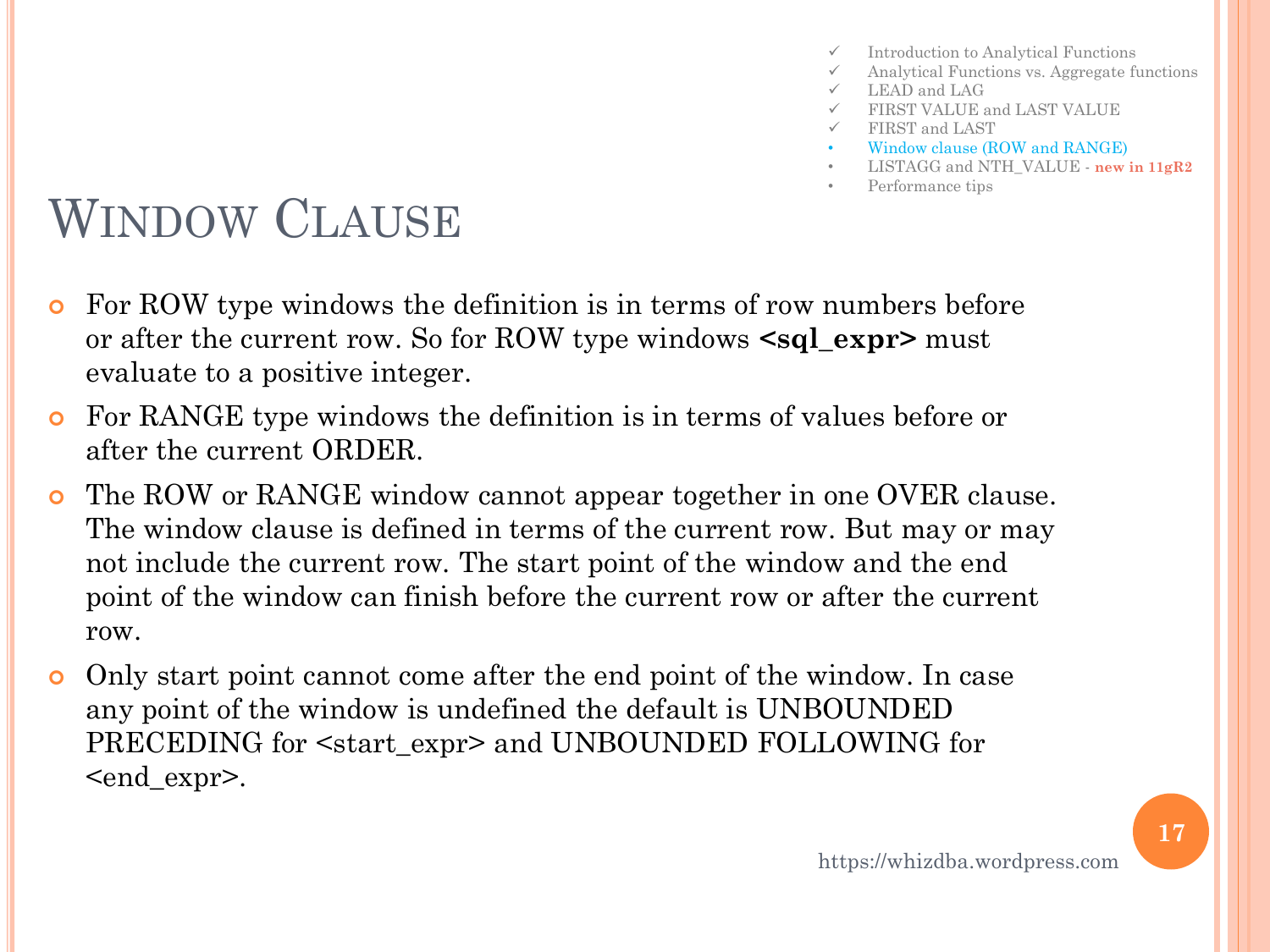- ✓ Introduction to Analytical Functions
- ✓ Analytical Functions vs. Aggregate functions
- ✓ LEAD and LAG
- ✓ FIRST VALUE and LAST VALUE
- ✓ FIRST and LAST
- Window clause (ROW and RANGE)
- LISTAGG and NTH_VALUE - **new in 11gR2**
- Performance tips

# Window Clause

- For ROW type windows the definition is in terms of row numbers before or after the current row. So for ROW type windows **<sql_expr>** must evaluate to a positive integer.
- For RANGE type windows the definition is in terms of values before or after the current ORDER.
- The ROW or RANGE window cannot appear together in one OVER clause. The window clause is defined in terms of the current row. But may or may not include the current row. The start point of the window and the end point of the window can finish before the current row or after the current row.
- Only start point cannot come after the end point of the window. In case any point of the window is undefined the default is UNBOUNDED PRECEDING for <start_expr> and UNBOUNDED FOLLOWING for <end_expr>.

https://whizdba.wordpress.com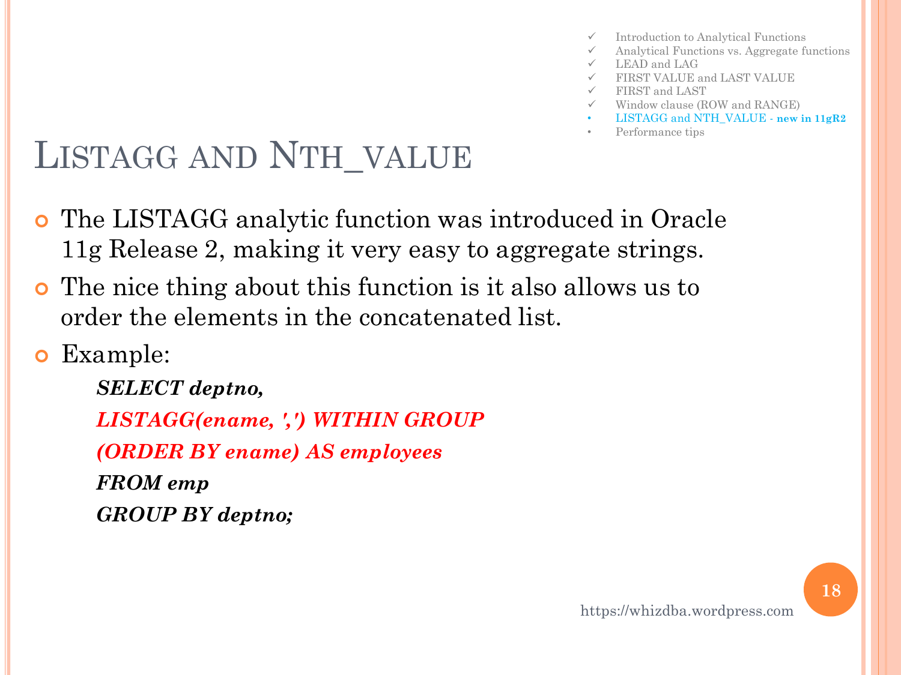- ✓ Introduction to Analytical Functions
- ✓ Analytical Functions vs. Aggregate functions
- ✓ LEAD and LAG
- ✓ FIRST VALUE and LAST VALUE
- ✓ FIRST and LAST
- ✓ Window clause (ROW and RANGE)
- LISTAGG and NTH_VALUE - **new in 11gR2**
- Performance tips

# LISTAGG AND NTH_VALUE

- The LISTAGG analytic function was introduced in Oracle 11g Release 2, making it very easy to aggregate strings.
- The nice thing about this function is it also allows us to order the elements in the concatenated list.
- Example:

```
SELECT deptno,
LISTAGG(ename, ',') WITHIN GROUP
(ORDER BY ename) AS employees
FROM emp
GROUP BY deptno;
```

https://whizdba.wordpress.com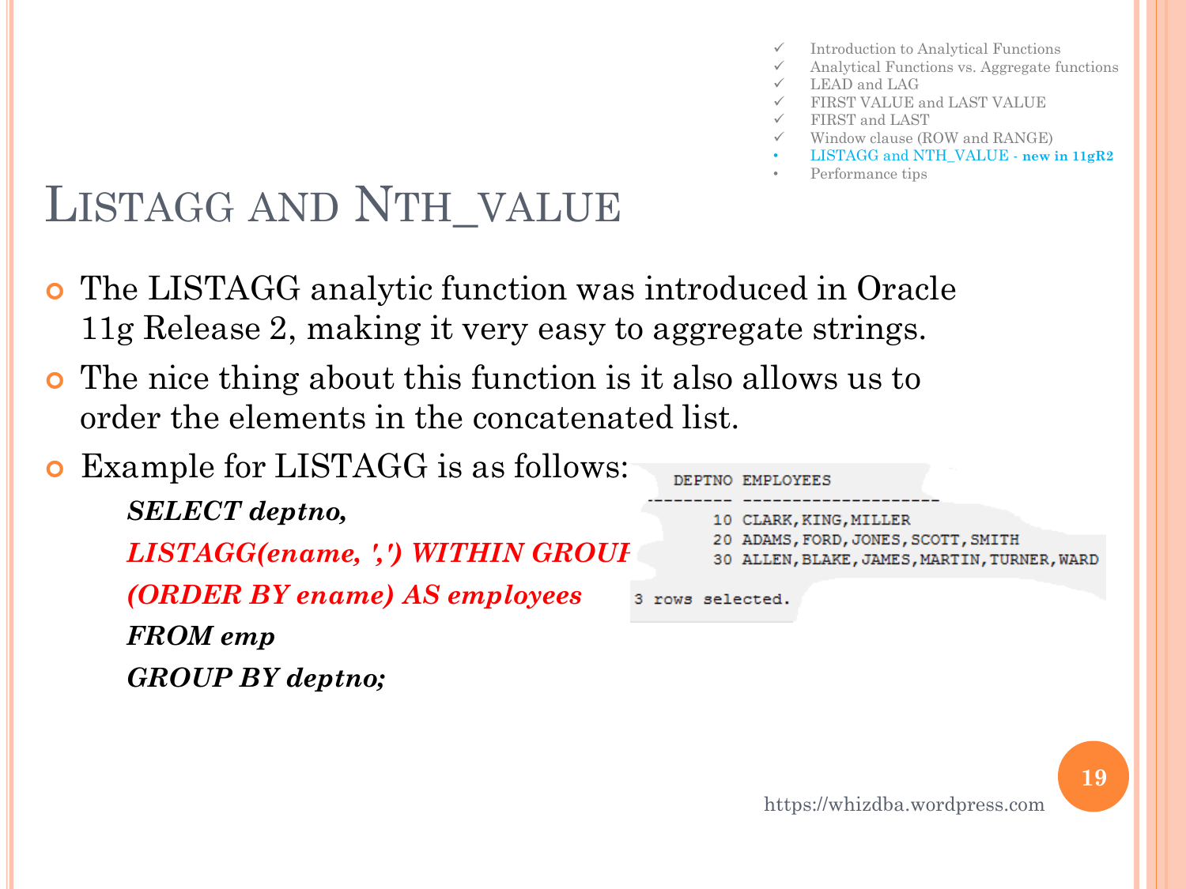- ✓ Introduction to Analytical Functions
- ✓ Analytical Functions vs. Aggregate functions
- ✓ LEAD and LAG
- ✓ FIRST VALUE and LAST VALUE
- ✓ FIRST and LAST
- ✓ Window clause (ROW and RANGE)
- LISTAGG and NTH_VALUE - **new in 11gR2**
- Performance tips

# LISTAGG AND NTH_VALUE

- The LISTAGG analytic function was introduced in Oracle 11g Release 2, making it very easy to aggregate strings.
- The nice thing about this function is it also allows us to order the elements in the concatenated list.
- Example for LISTAGG is as follows:

***SELECT deptno,***

***LISTAGG(ename, ',') WITHIN GROUP***

***(ORDER BY ename) AS employees***

***FROM emp***

***GROUP BY deptno;***

```
    DEPTNO EMPLOYEES
---------- --------------------
        10 CLARK,KING,MILLER
        20 ADAMS,FORD,JONES,SCOTT,SMITH
        30 ALLEN,BLAKE,JAMES,MARTIN,TURNER,WARD

3 rows selected.
```

https://whizdba.wordpress.com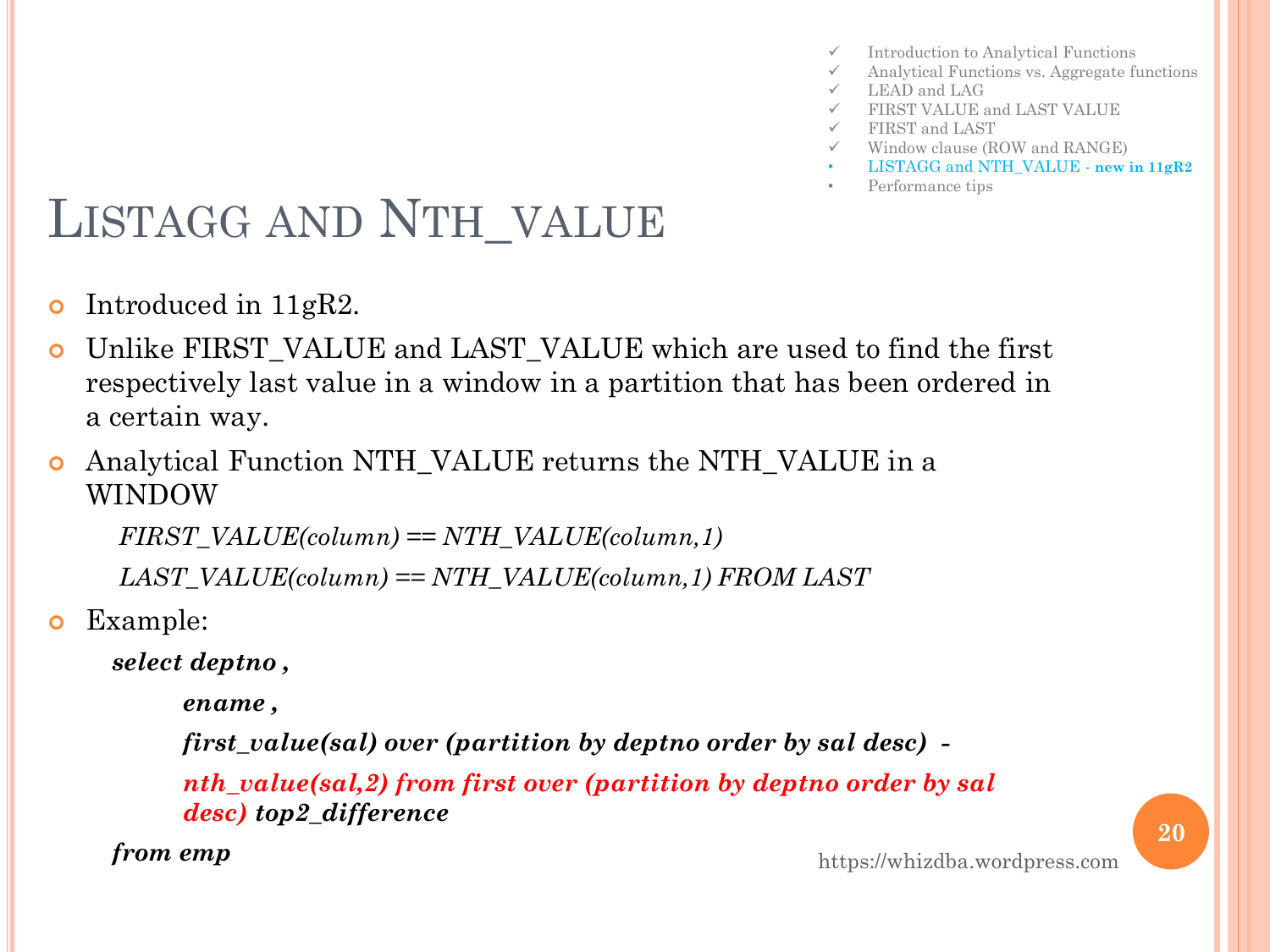- ✓ Introduction to Analytical Functions
- ✓ Analytical Functions vs. Aggregate functions
- ✓ LEAD and LAG
- ✓ FIRST VALUE and LAST VALUE
- ✓ FIRST and LAST
- ✓ Window clause (ROW and RANGE)
- LISTAGG and NTH_VALUE - **new in 11gR2**
- Performance tips

# LISTAGG AND NTH_VALUE

- Introduced in 11gR2.
- Unlike FIRST_VALUE and LAST_VALUE which are used to find the first respectively last value in a window in a partition that has been ordered in a certain way.
- Analytical Function NTH_VALUE returns the NTH_VALUE in a WINDOW

  *FIRST_VALUE(column) == NTH_VALUE(column,1)*

  *LAST_VALUE(column) == NTH_VALUE(column,1) FROM LAST*

- Example:

```
select deptno ,
       ename ,
       first_value(sal) over (partition by deptno order by sal desc)  -
       nth_value(sal,2) from first over (partition by deptno order by sal
       desc) top2_difference
from emp
```

https://whizdba.wordpress.com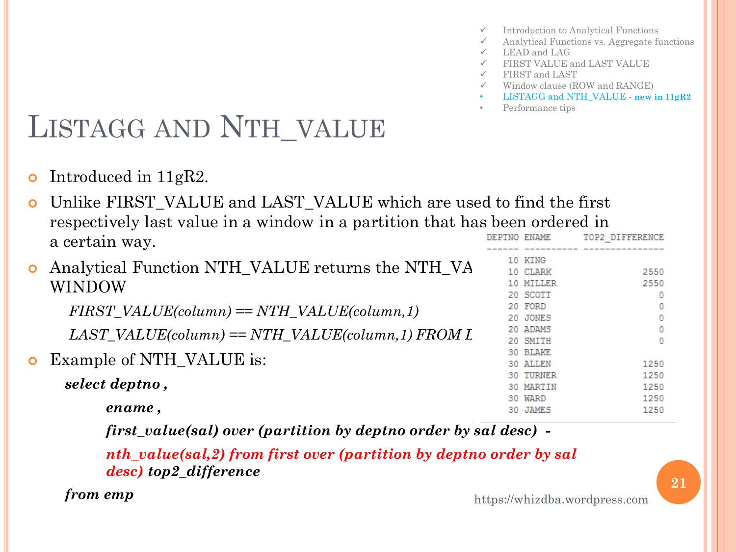- ✓ Introduction to Analytical Functions
- ✓ Analytical Functions vs. Aggregate functions
- ✓ LEAD and LAG
- ✓ FIRST VALUE and LAST VALUE
- ✓ FIRST and LAST
- ✓ Window clause (ROW and RANGE)
- • LISTAGG and NTH_VALUE - **new in 11gR2**
- • Performance tips

# LISTAGG AND NTH_VALUE

- Introduced in 11gR2.
- Unlike FIRST_VALUE and LAST_VALUE which are used to find the first respectively last value in a window in a partition that has been ordered in a certain way.
- Analytical Function NTH_VALUE returns the NTH_VA WINDOW

  *FIRST_VALUE(column) == NTH_VALUE(column,1)*

  *LAST_VALUE(column) == NTH_VALUE(column,1) FROM L*

- Example of NTH_VALUE is:

```
select deptno ,
       ename ,
       first_value(sal) over (partition by deptno order by sal desc)  -
       nth_value(sal,2) from first over (partition by deptno order by sal
       desc) top2_difference
from emp
```

| DEPTNO | ENAME | TOP2_DIFFERENCE |
|---|---|---|
| 10 | KING | |
| 10 | CLARK | 2550 |
| 10 | MILLER | 2550 |
| 20 | SCOTT | 0 |
| 20 | FORD | 0 |
| 20 | JONES | 0 |
| 20 | ADAMS | 0 |
| 20 | SMITH | 0 |
| 30 | BLAKE | |
| 30 | ALLEN | 1250 |
| 30 | TURNER | 1250 |
| 30 | MARTIN | 1250 |
| 30 | WARD | 1250 |
| 30 | JAMES | 1250 |

https://whizdba.wordpress.com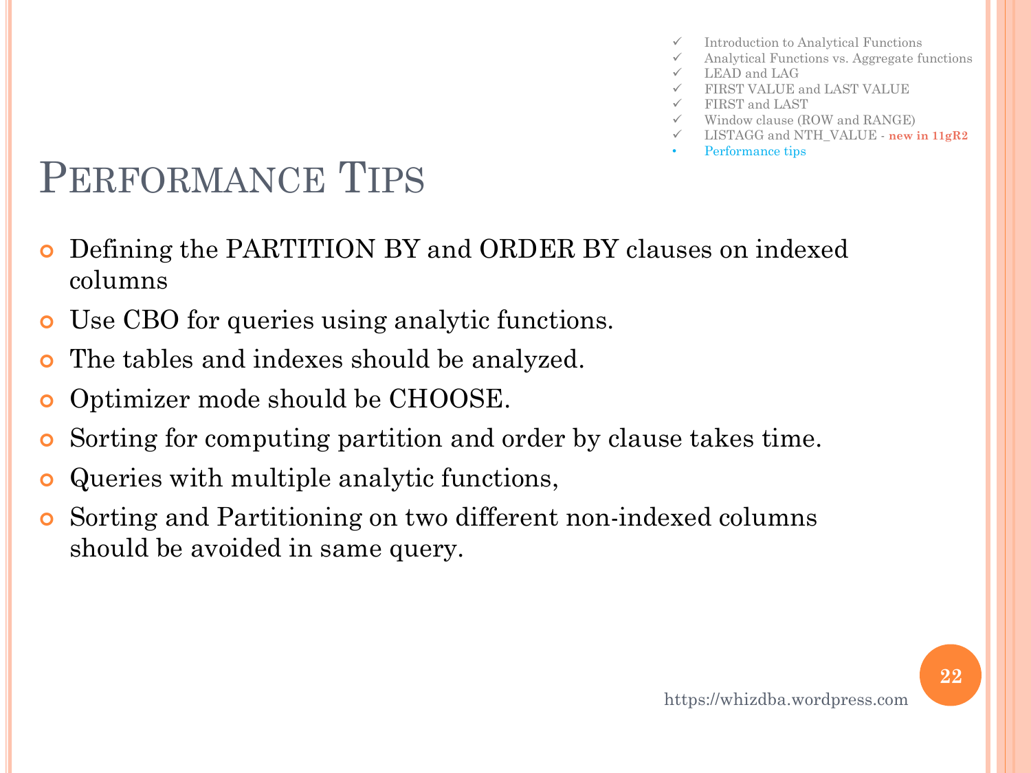- ✓ Introduction to Analytical Functions
- ✓ Analytical Functions vs. Aggregate functions
- ✓ LEAD and LAG
- ✓ FIRST VALUE and LAST VALUE
- ✓ FIRST and LAST
- ✓ Window clause (ROW and RANGE)
- ✓ LISTAGG and NTH_VALUE - **new in 11gR2**
- Performance tips

# Performance Tips

- Defining the PARTITION BY and ORDER BY clauses on indexed columns
- Use CBO for queries using analytic functions.
- The tables and indexes should be analyzed.
- Optimizer mode should be CHOOSE.
- Sorting for computing partition and order by clause takes time.
- Queries with multiple analytic functions,
- Sorting and Partitioning on two different non-indexed columns should be avoided in same query.

https://whizdba.wordpress.com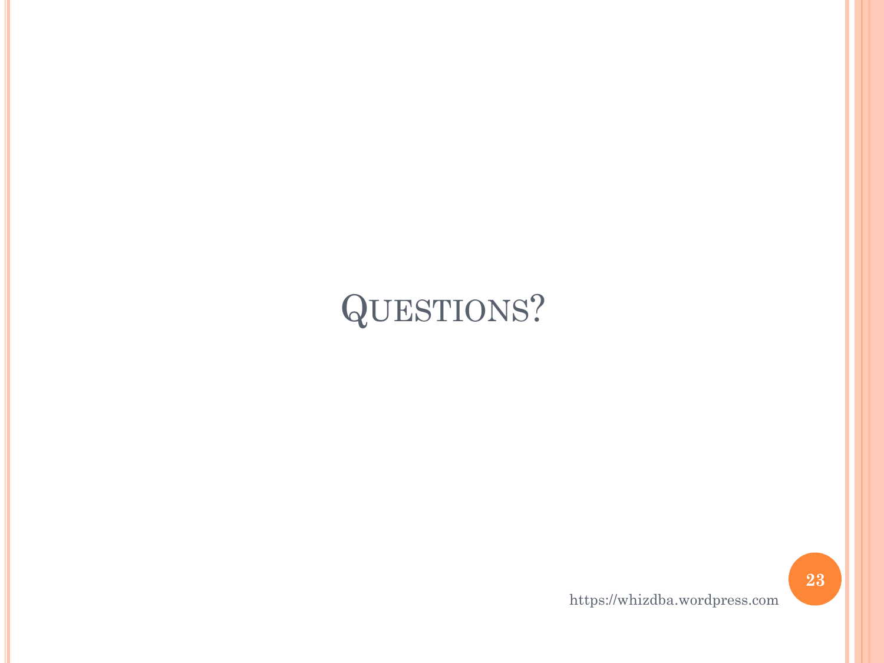# Questions?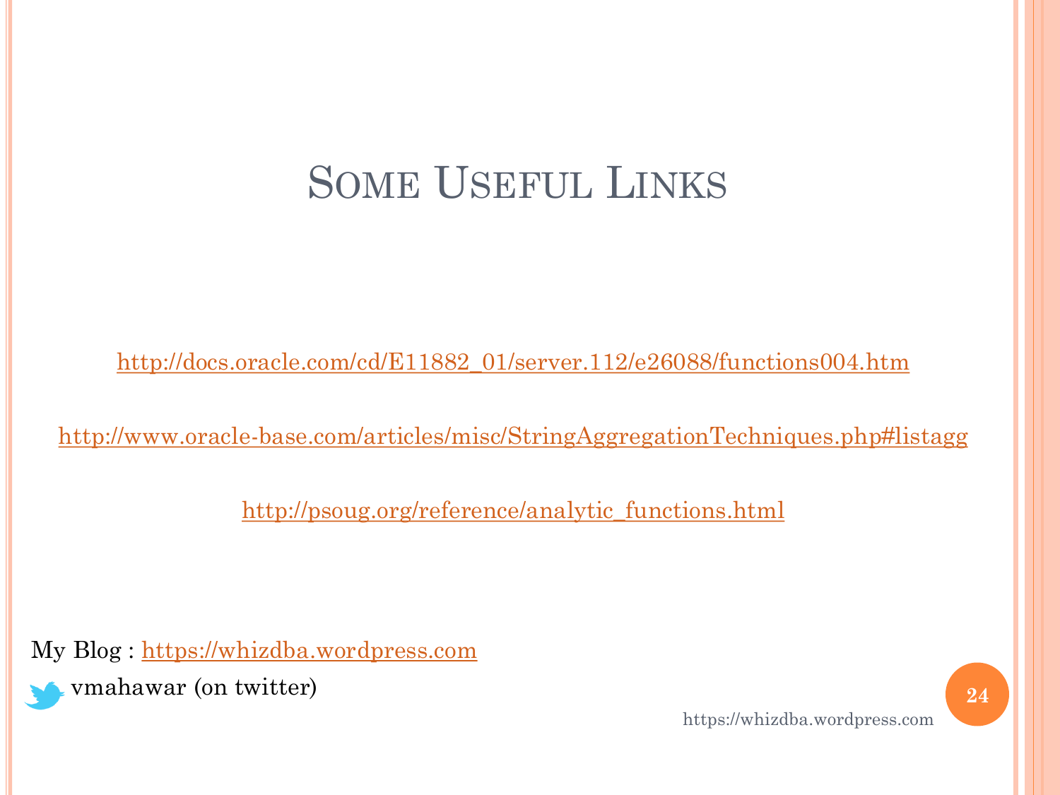# Some Useful Links

http://docs.oracle.com/cd/E11882_01/server.112/e26088/functions004.htm

http://www.oracle-base.com/articles/misc/StringAggregationTechniques.php#listagg

http://psoug.org/reference/analytic_functions.html

My Blog : https://whizdba.wordpress.com

vmahawar (on twitter)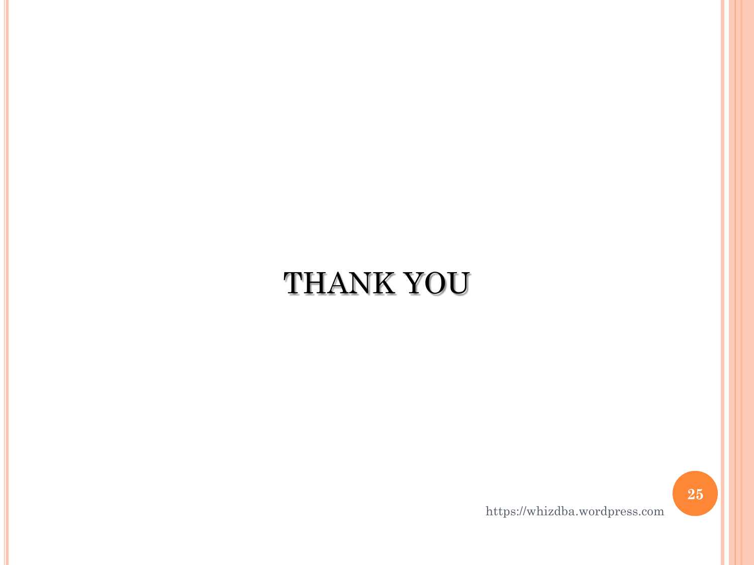# THANK YOU